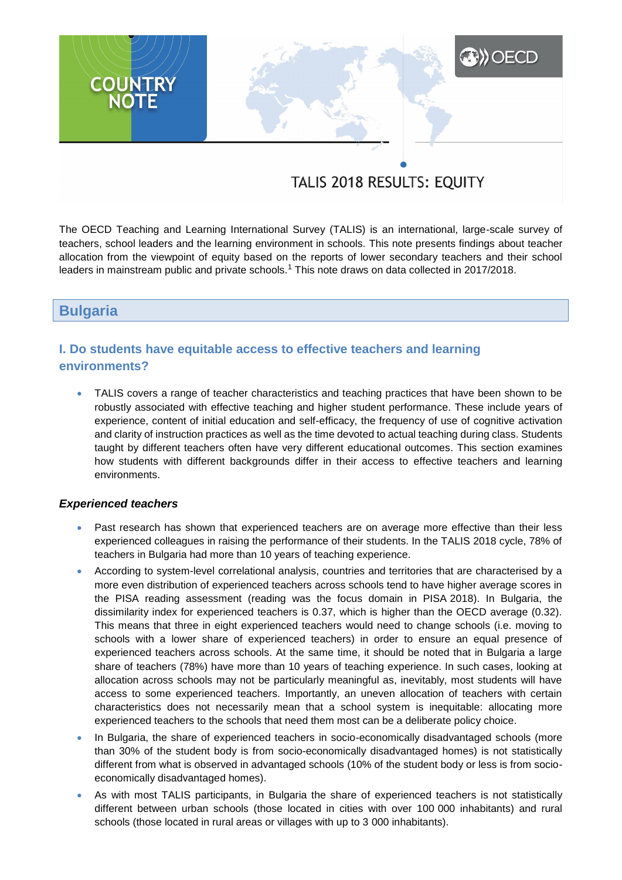# COUNTRY NOTE

# TALIS 2018 RESULTS: EQUITY

The OECD Teaching and Learning International Survey (TALIS) is an international, large-scale survey of teachers, school leaders and the learning environment in schools. This note presents findings about teacher allocation from the viewpoint of equity based on the reports of lower secondary teachers and their school leaders in mainstream public and private schools.[1] This note draws on data collected in 2017/2018.

## Bulgaria

### I. Do students have equitable access to effective teachers and learning environments?

- TALIS covers a range of teacher characteristics and teaching practices that have been shown to be robustly associated with effective teaching and higher student performance. These include years of experience, content of initial education and self-efficacy, the frequency of use of cognitive activation and clarity of instruction practices as well as the time devoted to actual teaching during class. Students taught by different teachers often have very different educational outcomes. This section examines how students with different backgrounds differ in their access to effective teachers and learning environments.

#### *Experienced teachers*

- Past research has shown that experienced teachers are on average more effective than their less experienced colleagues in raising the performance of their students. In the TALIS 2018 cycle, 78% of teachers in Bulgaria had more than 10 years of teaching experience.
- According to system-level correlational analysis, countries and territories that are characterised by a more even distribution of experienced teachers across schools tend to have higher average scores in the PISA reading assessment (reading was the focus domain in PISA 2018). In Bulgaria, the dissimilarity index for experienced teachers is 0.37, which is higher than the OECD average (0.32). This means that three in eight experienced teachers would need to change schools (i.e. moving to schools with a lower share of experienced teachers) in order to ensure an equal presence of experienced teachers across schools. At the same time, it should be noted that in Bulgaria a large share of teachers (78%) have more than 10 years of teaching experience. In such cases, looking at allocation across schools may not be particularly meaningful as, inevitably, most students will have access to some experienced teachers. Importantly, an uneven allocation of teachers with certain characteristics does not necessarily mean that a school system is inequitable: allocating more experienced teachers to the schools that need them most can be a deliberate policy choice.
- In Bulgaria, the share of experienced teachers in socio-economically disadvantaged schools (more than 30% of the student body is from socio-economically disadvantaged homes) is not statistically different from what is observed in advantaged schools (10% of the student body or less is from socio-economically disadvantaged homes).
- As with most TALIS participants, in Bulgaria the share of experienced teachers is not statistically different between urban schools (those located in cities with over 100 000 inhabitants) and rural schools (those located in rural areas or villages with up to 3 000 inhabitants).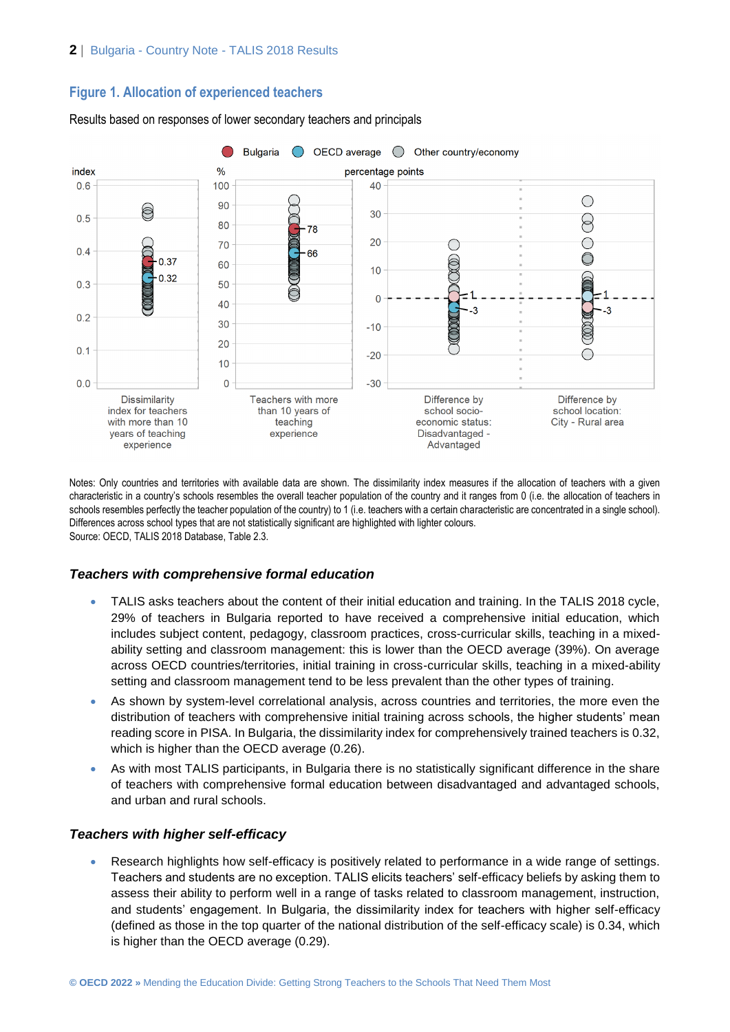## Figure 1. Allocation of experienced teachers

Results based on responses of lower secondary teachers and principals

Notes: Only countries and territories with available data are shown. The dissimilarity index measures if the allocation of teachers with a given characteristic in a country's schools resembles the overall teacher population of the country and it ranges from 0 (i.e. the allocation of teachers in schools resembles perfectly the teacher population of the country) to 1 (i.e. teachers with a certain characteristic are concentrated in a single school). Differences across school types that are not statistically significant are highlighted with lighter colours.
Source: OECD, TALIS 2018 Database, Table 2.3.

### *Teachers with comprehensive formal education*

- TALIS asks teachers about the content of their initial education and training. In the TALIS 2018 cycle, 29% of teachers in Bulgaria reported to have received a comprehensive initial education, which includes subject content, pedagogy, classroom practices, cross-curricular skills, teaching in a mixed-ability setting and classroom management: this is lower than the OECD average (39%). On average across OECD countries/territories, initial training in cross-curricular skills, teaching in a mixed-ability setting and classroom management tend to be less prevalent than the other types of training.
- As shown by system-level correlational analysis, across countries and territories, the more even the distribution of teachers with comprehensive initial training across schools, the higher students' mean reading score in PISA. In Bulgaria, the dissimilarity index for comprehensively trained teachers is 0.32, which is higher than the OECD average (0.26).
- As with most TALIS participants, in Bulgaria there is no statistically significant difference in the share of teachers with comprehensive formal education between disadvantaged and advantaged schools, and urban and rural schools.

### *Teachers with higher self-efficacy*

- Research highlights how self-efficacy is positively related to performance in a wide range of settings. Teachers and students are no exception. TALIS elicits teachers' self-efficacy beliefs by asking them to assess their ability to perform well in a range of tasks related to classroom management, instruction, and students' engagement. In Bulgaria, the dissimilarity index for teachers with higher self-efficacy (defined as those in the top quarter of the national distribution of the self-efficacy scale) is 0.34, which is higher than the OECD average (0.29).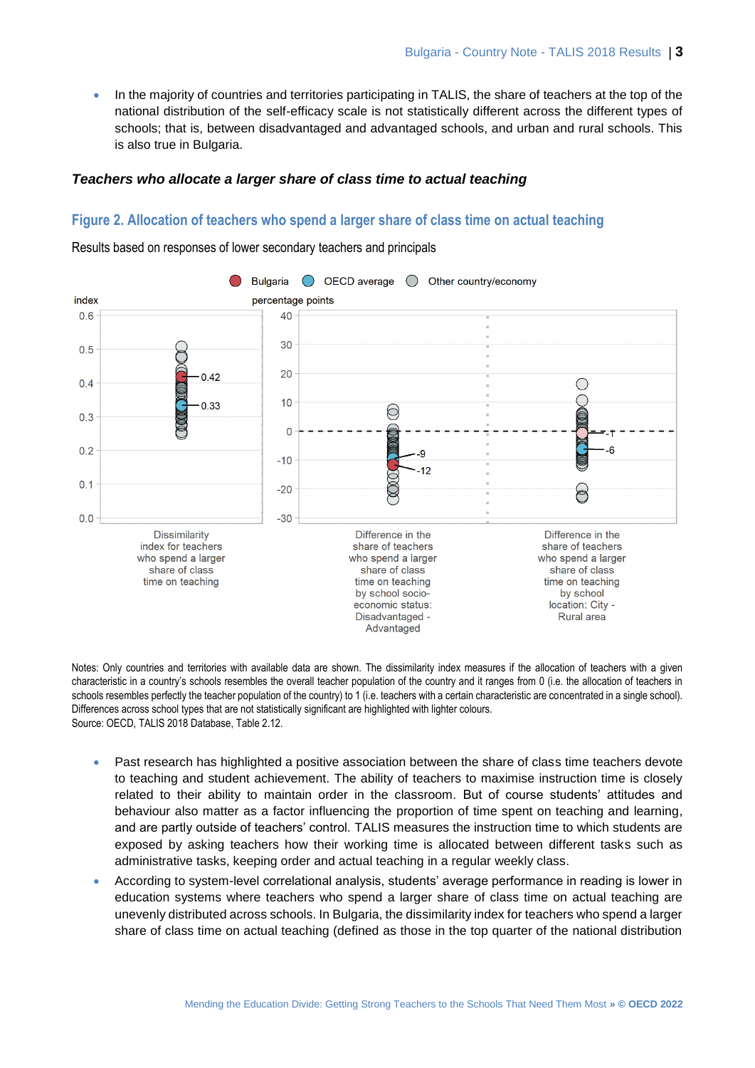- In the majority of countries and territories participating in TALIS, the share of teachers at the top of the national distribution of the self-efficacy scale is not statistically different across the different types of schools; that is, between disadvantaged and advantaged schools, and urban and rural schools. This is also true in Bulgaria.

### *Teachers who allocate a larger share of class time to actual teaching*

## Figure 2. Allocation of teachers who spend a larger share of class time on actual teaching

Results based on responses of lower secondary teachers and principals

Notes: Only countries and territories with available data are shown. The dissimilarity index measures if the allocation of teachers with a given characteristic in a country's schools resembles the overall teacher population of the country and it ranges from 0 (i.e. the allocation of teachers in schools resembles perfectly the teacher population of the country) to 1 (i.e. teachers with a certain characteristic are concentrated in a single school). Differences across school types that are not statistically significant are highlighted with lighter colours.
Source: OECD, TALIS 2018 Database, Table 2.12.

- Past research has highlighted a positive association between the share of class time teachers devote to teaching and student achievement. The ability of teachers to maximise instruction time is closely related to their ability to maintain order in the classroom. But of course students' attitudes and behaviour also matter as a factor influencing the proportion of time spent on teaching and learning, and are partly outside of teachers' control. TALIS measures the instruction time to which students are exposed by asking teachers how their working time is allocated between different tasks such as administrative tasks, keeping order and actual teaching in a regular weekly class.
- According to system-level correlational analysis, students' average performance in reading is lower in education systems where teachers who spend a larger share of class time on actual teaching are unevenly distributed across schools. In Bulgaria, the dissimilarity index for teachers who spend a larger share of class time on actual teaching (defined as those in the top quarter of the national distribution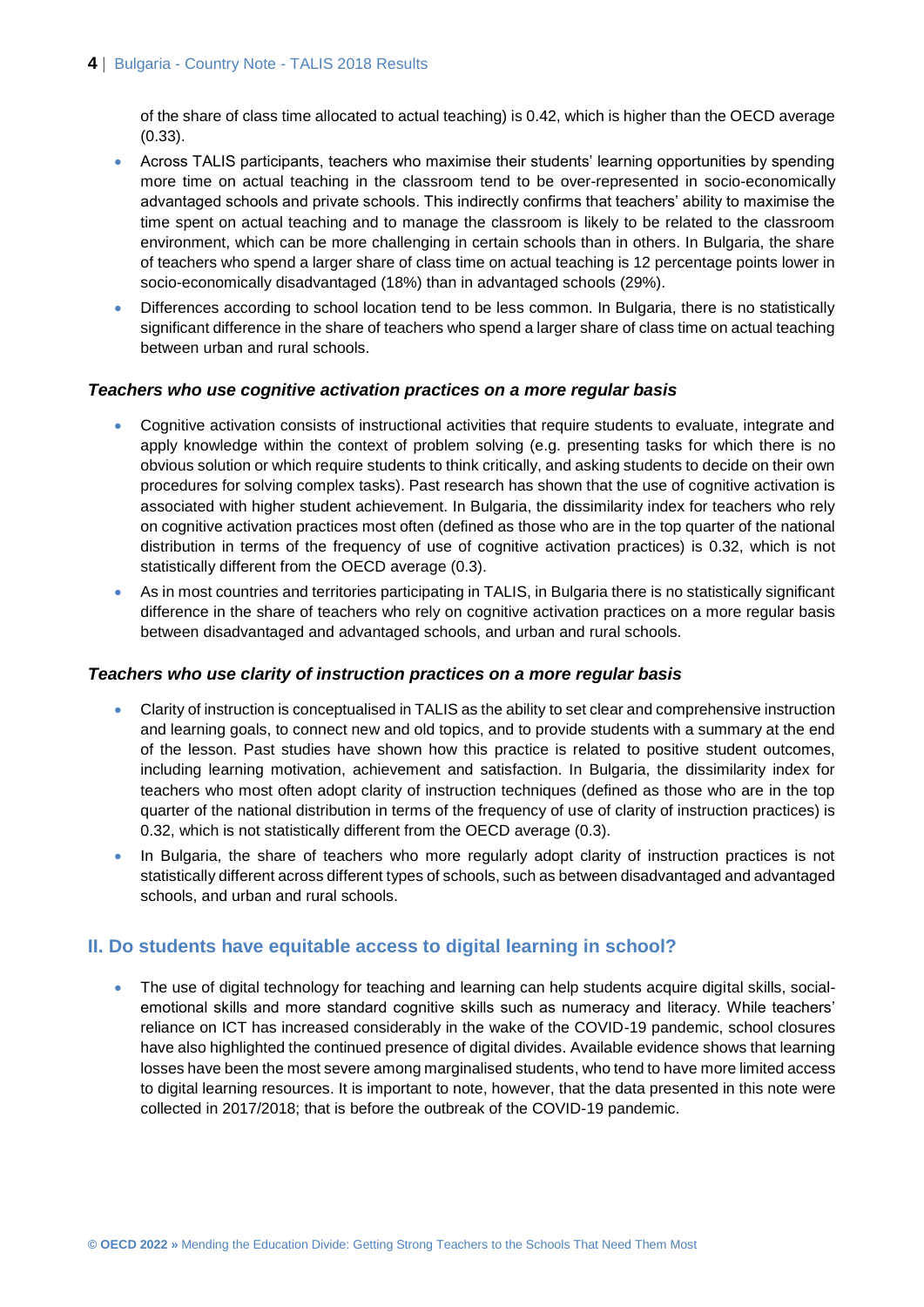of the share of class time allocated to actual teaching) is 0.42, which is higher than the OECD average (0.33).

- Across TALIS participants, teachers who maximise their students' learning opportunities by spending more time on actual teaching in the classroom tend to be over-represented in socio-economically advantaged schools and private schools. This indirectly confirms that teachers' ability to maximise the time spent on actual teaching and to manage the classroom is likely to be related to the classroom environment, which can be more challenging in certain schools than in others. In Bulgaria, the share of teachers who spend a larger share of class time on actual teaching is 12 percentage points lower in socio-economically disadvantaged (18%) than in advantaged schools (29%).
- Differences according to school location tend to be less common. In Bulgaria, there is no statistically significant difference in the share of teachers who spend a larger share of class time on actual teaching between urban and rural schools.

### *Teachers who use cognitive activation practices on a more regular basis*

- Cognitive activation consists of instructional activities that require students to evaluate, integrate and apply knowledge within the context of problem solving (e.g. presenting tasks for which there is no obvious solution or which require students to think critically, and asking students to decide on their own procedures for solving complex tasks). Past research has shown that the use of cognitive activation is associated with higher student achievement. In Bulgaria, the dissimilarity index for teachers who rely on cognitive activation practices most often (defined as those who are in the top quarter of the national distribution in terms of the frequency of use of cognitive activation practices) is 0.32, which is not statistically different from the OECD average (0.3).
- As in most countries and territories participating in TALIS, in Bulgaria there is no statistically significant difference in the share of teachers who rely on cognitive activation practices on a more regular basis between disadvantaged and advantaged schools, and urban and rural schools.

### *Teachers who use clarity of instruction practices on a more regular basis*

- Clarity of instruction is conceptualised in TALIS as the ability to set clear and comprehensive instruction and learning goals, to connect new and old topics, and to provide students with a summary at the end of the lesson. Past studies have shown how this practice is related to positive student outcomes, including learning motivation, achievement and satisfaction. In Bulgaria, the dissimilarity index for teachers who most often adopt clarity of instruction techniques (defined as those who are in the top quarter of the national distribution in terms of the frequency of use of clarity of instruction practices) is 0.32, which is not statistically different from the OECD average (0.3).
- In Bulgaria, the share of teachers who more regularly adopt clarity of instruction practices is not statistically different across different types of schools, such as between disadvantaged and advantaged schools, and urban and rural schools.

## II. Do students have equitable access to digital learning in school?

- The use of digital technology for teaching and learning can help students acquire digital skills, social-emotional skills and more standard cognitive skills such as numeracy and literacy. While teachers' reliance on ICT has increased considerably in the wake of the COVID-19 pandemic, school closures have also highlighted the continued presence of digital divides. Available evidence shows that learning losses have been the most severe among marginalised students, who tend to have more limited access to digital learning resources. It is important to note, however, that the data presented in this note were collected in 2017/2018; that is before the outbreak of the COVID-19 pandemic.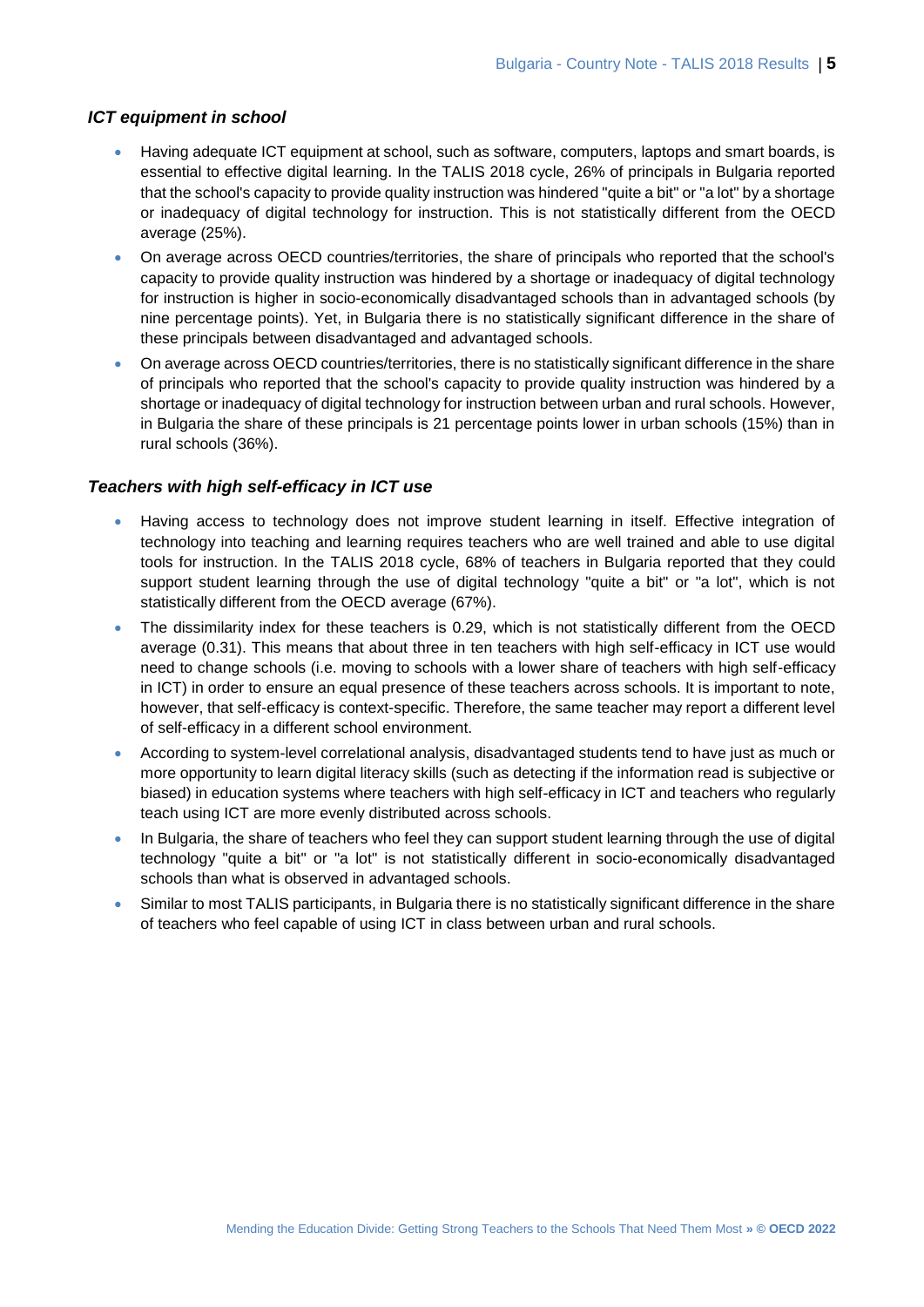### *ICT equipment in school*

- Having adequate ICT equipment at school, such as software, computers, laptops and smart boards, is essential to effective digital learning. In the TALIS 2018 cycle, 26% of principals in Bulgaria reported that the school's capacity to provide quality instruction was hindered "quite a bit" or "a lot" by a shortage or inadequacy of digital technology for instruction. This is not statistically different from the OECD average (25%).
- On average across OECD countries/territories, the share of principals who reported that the school's capacity to provide quality instruction was hindered by a shortage or inadequacy of digital technology for instruction is higher in socio-economically disadvantaged schools than in advantaged schools (by nine percentage points). Yet, in Bulgaria there is no statistically significant difference in the share of these principals between disadvantaged and advantaged schools.
- On average across OECD countries/territories, there is no statistically significant difference in the share of principals who reported that the school's capacity to provide quality instruction was hindered by a shortage or inadequacy of digital technology for instruction between urban and rural schools. However, in Bulgaria the share of these principals is 21 percentage points lower in urban schools (15%) than in rural schools (36%).

### *Teachers with high self-efficacy in ICT use*

- Having access to technology does not improve student learning in itself. Effective integration of technology into teaching and learning requires teachers who are well trained and able to use digital tools for instruction. In the TALIS 2018 cycle, 68% of teachers in Bulgaria reported that they could support student learning through the use of digital technology "quite a bit" or "a lot", which is not statistically different from the OECD average (67%).
- The dissimilarity index for these teachers is 0.29, which is not statistically different from the OECD average (0.31). This means that about three in ten teachers with high self-efficacy in ICT use would need to change schools (i.e. moving to schools with a lower share of teachers with high self-efficacy in ICT) in order to ensure an equal presence of these teachers across schools. It is important to note, however, that self-efficacy is context-specific. Therefore, the same teacher may report a different level of self-efficacy in a different school environment.
- According to system-level correlational analysis, disadvantaged students tend to have just as much or more opportunity to learn digital literacy skills (such as detecting if the information read is subjective or biased) in education systems where teachers with high self-efficacy in ICT and teachers who regularly teach using ICT are more evenly distributed across schools.
- In Bulgaria, the share of teachers who feel they can support student learning through the use of digital technology "quite a bit" or "a lot" is not statistically different in socio-economically disadvantaged schools than what is observed in advantaged schools.
- Similar to most TALIS participants, in Bulgaria there is no statistically significant difference in the share of teachers who feel capable of using ICT in class between urban and rural schools.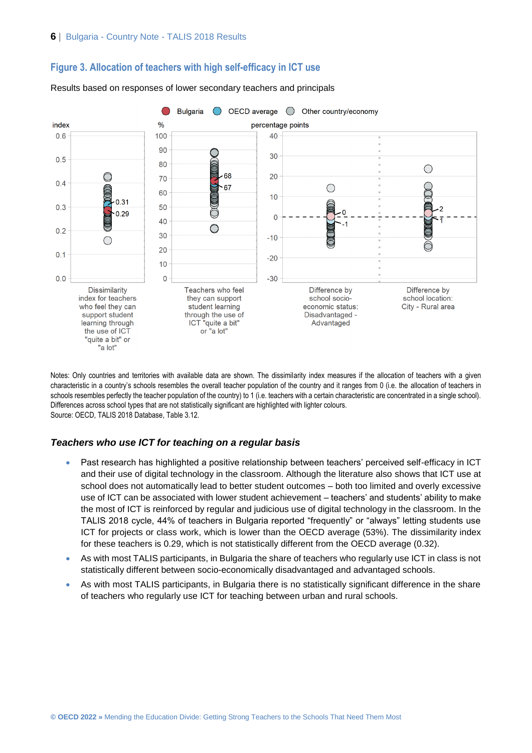## Figure 3. Allocation of teachers with high self-efficacy in ICT use

Results based on responses of lower secondary teachers and principals

Bulgaria | OECD average | Other country/economy

| Measure | Bulgaria | OECD average |
|---|---|---|
| Dissimilarity index for teachers who feel they can support student learning through the use of ICT "quite a bit" or "a lot" (index) | 0.29 | 0.31 |
| Teachers who feel they can support student learning through the use of ICT "quite a bit" or "a lot" (%) | 68 | 67 |
| Difference by school socio-economic status: Disadvantaged - Advantaged (percentage points) | 0 | -1 |
| Difference by school location: City - Rural area (percentage points) | 2 | 1 |

Notes: Only countries and territories with available data are shown. The dissimilarity index measures if the allocation of teachers with a given characteristic in a country's schools resembles the overall teacher population of the country and it ranges from 0 (i.e. the allocation of teachers in schools resembles perfectly the teacher population of the country) to 1 (i.e. teachers with a certain characteristic are concentrated in a single school). Differences across school types that are not statistically significant are highlighted with lighter colours.
Source: OECD, TALIS 2018 Database, Table 3.12.

### *Teachers who use ICT for teaching on a regular basis*

- Past research has highlighted a positive relationship between teachers' perceived self-efficacy in ICT and their use of digital technology in the classroom. Although the literature also shows that ICT use at school does not automatically lead to better student outcomes – both too limited and overly excessive use of ICT can be associated with lower student achievement – teachers' and students' ability to make the most of ICT is reinforced by regular and judicious use of digital technology in the classroom. In the TALIS 2018 cycle, 44% of teachers in Bulgaria reported "frequently" or "always" letting students use ICT for projects or class work, which is lower than the OECD average (53%). The dissimilarity index for these teachers is 0.29, which is not statistically different from the OECD average (0.32).
- As with most TALIS participants, in Bulgaria the share of teachers who regularly use ICT in class is not statistically different between socio-economically disadvantaged and advantaged schools.
- As with most TALIS participants, in Bulgaria there is no statistically significant difference in the share of teachers who regularly use ICT for teaching between urban and rural schools.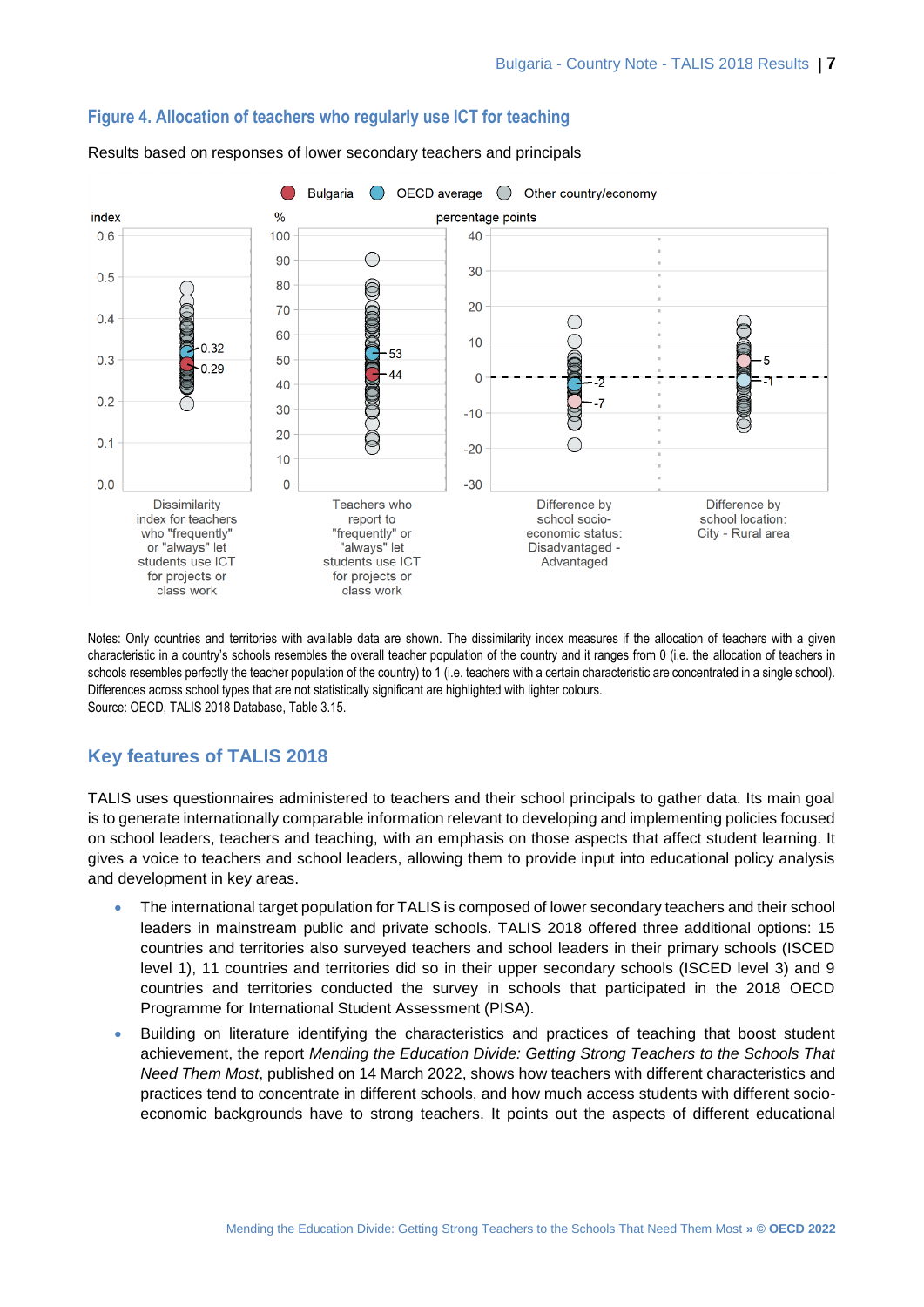## Figure 4. Allocation of teachers who regularly use ICT for teaching

Results based on responses of lower secondary teachers and principals

Notes: Only countries and territories with available data are shown. The dissimilarity index measures if the allocation of teachers with a given characteristic in a country's schools resembles the overall teacher population of the country and it ranges from 0 (i.e. the allocation of teachers in schools resembles perfectly the teacher population of the country) to 1 (i.e. teachers with a certain characteristic are concentrated in a single school). Differences across school types that are not statistically significant are highlighted with lighter colours.
Source: OECD, TALIS 2018 Database, Table 3.15.

## Key features of TALIS 2018

TALIS uses questionnaires administered to teachers and their school principals to gather data. Its main goal is to generate internationally comparable information relevant to developing and implementing policies focused on school leaders, teachers and teaching, with an emphasis on those aspects that affect student learning. It gives a voice to teachers and school leaders, allowing them to provide input into educational policy analysis and development in key areas.

- The international target population for TALIS is composed of lower secondary teachers and their school leaders in mainstream public and private schools. TALIS 2018 offered three additional options: 15 countries and territories also surveyed teachers and school leaders in their primary schools (ISCED level 1), 11 countries and territories did so in their upper secondary schools (ISCED level 3) and 9 countries and territories conducted the survey in schools that participated in the 2018 OECD Programme for International Student Assessment (PISA).
- Building on literature identifying the characteristics and practices of teaching that boost student achievement, the report *Mending the Education Divide: Getting Strong Teachers to the Schools That Need Them Most*, published on 14 March 2022, shows how teachers with different characteristics and practices tend to concentrate in different schools, and how much access students with different socio-economic backgrounds have to strong teachers. It points out the aspects of different educational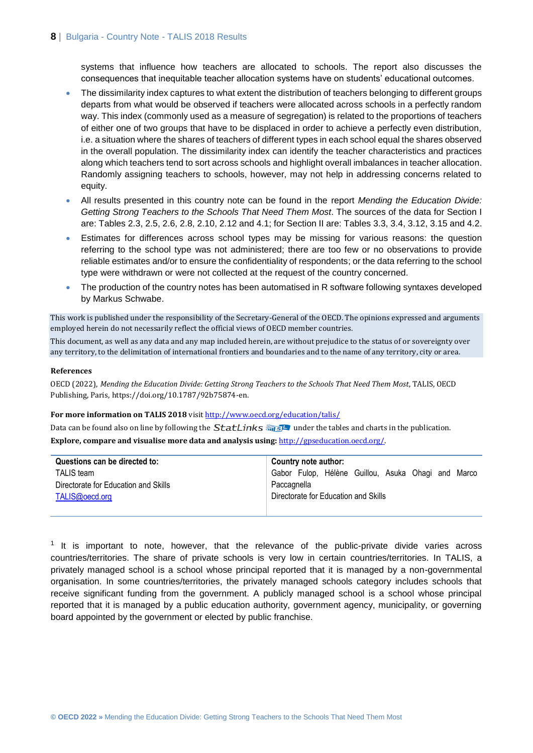systems that influence how teachers are allocated to schools. The report also discusses the consequences that inequitable teacher allocation systems have on students' educational outcomes.

- The dissimilarity index captures to what extent the distribution of teachers belonging to different groups departs from what would be observed if teachers were allocated across schools in a perfectly random way. This index (commonly used as a measure of segregation) is related to the proportions of teachers of either one of two groups that have to be displaced in order to achieve a perfectly even distribution, i.e. a situation where the shares of teachers of different types in each school equal the shares observed in the overall population. The dissimilarity index can identify the teacher characteristics and practices along which teachers tend to sort across schools and highlight overall imbalances in teacher allocation. Randomly assigning teachers to schools, however, may not help in addressing concerns related to equity.
- All results presented in this country note can be found in the report *Mending the Education Divide: Getting Strong Teachers to the Schools That Need Them Most*. The sources of the data for Section I are: Tables 2.3, 2.5, 2.6, 2.8, 2.10, 2.12 and 4.1; for Section II are: Tables 3.3, 3.4, 3.12, 3.15 and 4.2.
- Estimates for differences across school types may be missing for various reasons: the question referring to the school type was not administered; there are too few or no observations to provide reliable estimates and/or to ensure the confidentiality of respondents; or the data referring to the school type were withdrawn or were not collected at the request of the country concerned.
- The production of the country notes has been automatised in R software following syntaxes developed by Markus Schwabe.

This work is published under the responsibility of the Secretary-General of the OECD. The opinions expressed and arguments employed herein do not necessarily reflect the official views of OECD member countries.

This document, as well as any data and any map included herein, are without prejudice to the status of or sovereignty over any territory, to the delimitation of international frontiers and boundaries and to the name of any territory, city or area.

**References**

OECD (2022), *Mending the Education Divide: Getting Strong Teachers to the Schools That Need Them Most*, TALIS, OECD Publishing, Paris, https://doi.org/10.1787/92b75874-en.

**For more information on TALIS 2018** visit http://www.oecd.org/education/talis/

Data can be found also on line by following the StatLinks under the tables and charts in the publication.

**Explore, compare and visualise more data and analysis using:** http://gpseducation.oecd.org/.

| Questions can be directed to: | Country note author: |
|---|---|
| TALIS team<br>Directorate for Education and Skills<br>TALIS@oecd.org | Gabor Fulop, Hélène Guillou, Asuka Ohagi and Marco Paccagnella<br>Directorate for Education and Skills |

[1] It is important to note, however, that the relevance of the public-private divide varies across countries/territories. The share of private schools is very low in certain countries/territories. In TALIS, a privately managed school is a school whose principal reported that it is managed by a non-governmental organisation. In some countries/territories, the privately managed schools category includes schools that receive significant funding from the government. A publicly managed school is a school whose principal reported that it is managed by a public education authority, government agency, municipality, or governing board appointed by the government or elected by public franchise.